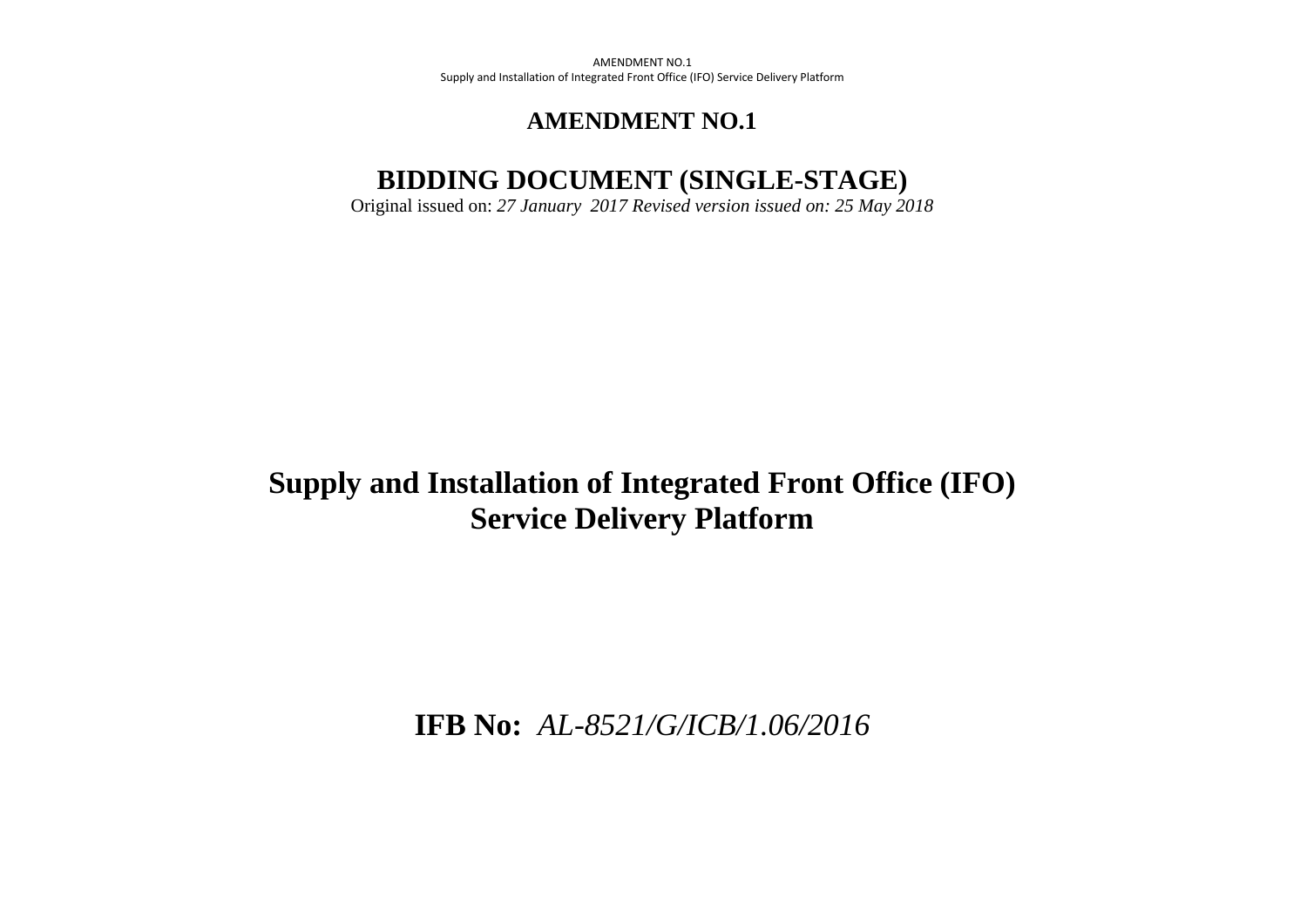# AMENDMENT NO.1

# BIDDING DOCUMENT (SINGLE-STAGE)

Original issued on: *27 January 2017 Revised version issued on: 25 May 2018*

# Supply and Installation of Integrated Front Office (IFO) Service Delivery Platform

# IFB No: *AL-8521/G/ICB/1.06/2016*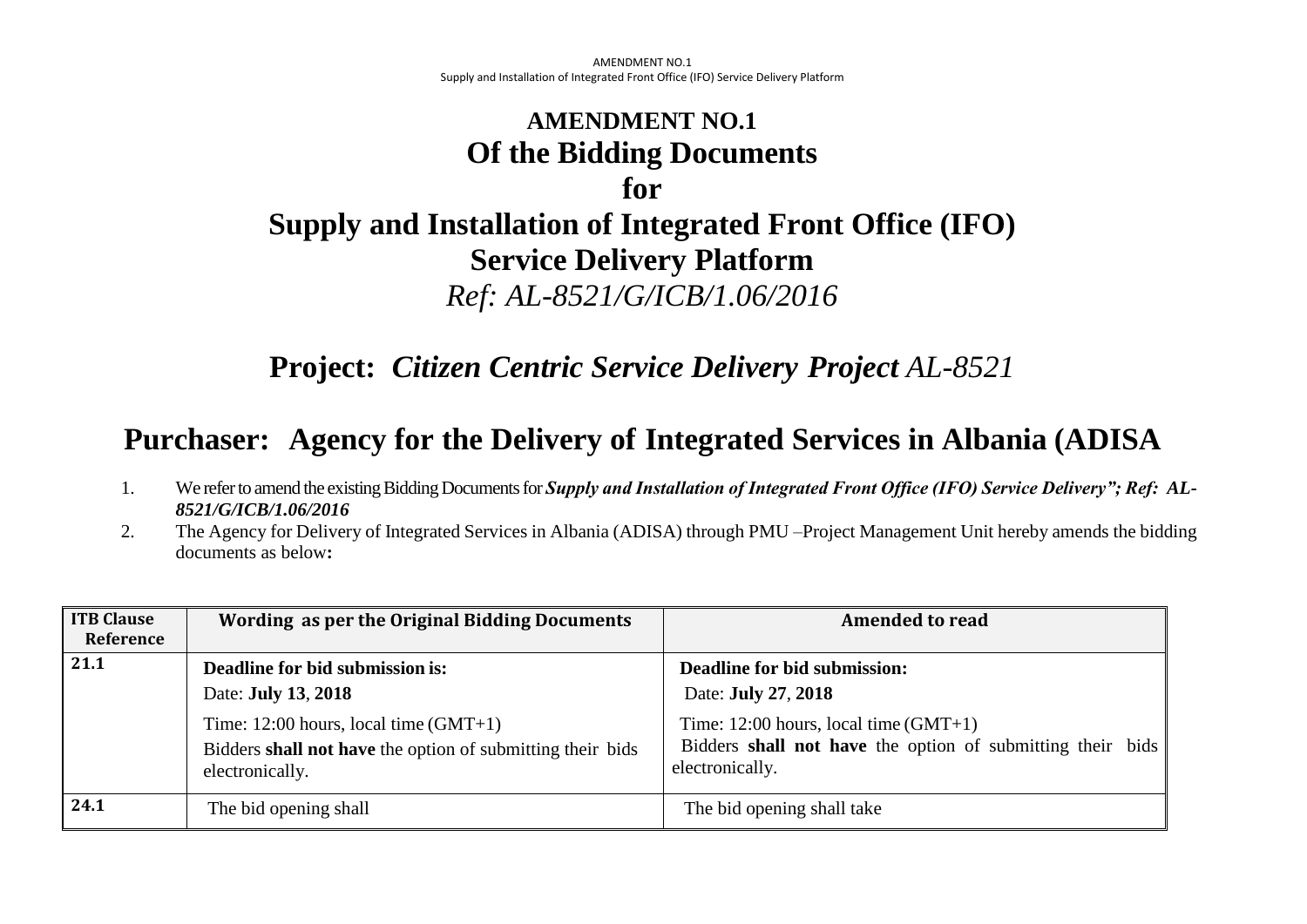# AMENDMENT NO.1
# Of the Bidding Documents
# for
# Supply and Installation of Integrated Front Office (IFO) Service Delivery Platform

*Ref: AL-8521/G/ICB/1.06/2016*

## Project: *Citizen Centric Service Delivery Project* AL-8521

## Purchaser: Agency for the Delivery of Integrated Services in Albania (ADISA

1. We refer to amend the existing Bidding Documents for ***Supply and Installation of Integrated Front Office (IFO) Service Delivery"; Ref: AL-8521/G/ICB/1.06/2016***
2. The Agency for Delivery of Integrated Services in Albania (ADISA) through PMU –Project Management Unit hereby amends the bidding documents as below**:**

| ITB Clause Reference | Wording as per the Original Bidding Documents | Amended to read |
|---|---|---|
| **21.1** | **Deadline for bid submission is:**<br>Date: **July 13**, **2018**<br>Time: 12:00 hours, local time (GMT+1)<br>Bidders **shall not have** the option of submitting their bids electronically. | **Deadline for bid submission:**<br>Date: **July 27**, **2018**<br>Time: 12:00 hours, local time (GMT+1)<br>Bidders **shall not have** the option of submitting their bids electronically. |
| **24.1** | The bid opening shall | The bid opening shall take |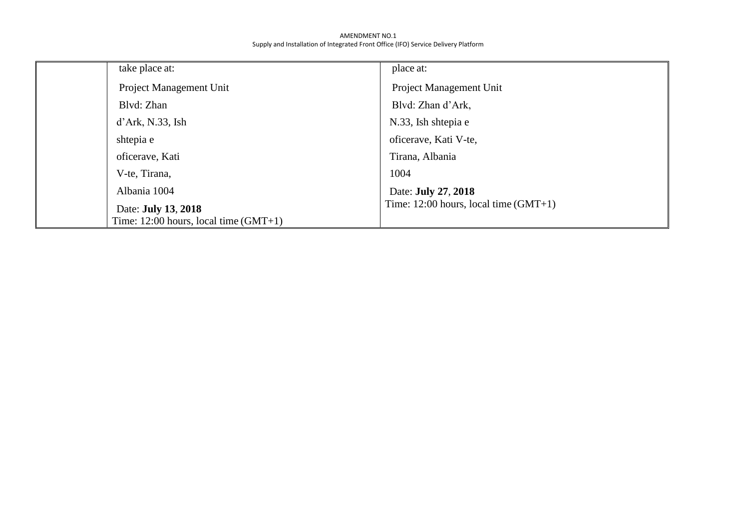| | | |
|---|---|---|
| | take place at:<br><br>Project Management Unit<br><br>Blvd: Zhan d’Ark, N.33, Ish shtepia e oficerave, Kati V-te, Tirana, Albania 1004<br><br>Date: **July 13**, **2018**<br>Time: 12:00 hours, local time (GMT+1) | place at:<br><br>Project Management Unit<br><br>Blvd: Zhan d’Ark, N.33, Ish shtepia e oficerave, Kati V-te, Tirana, Albania 1004<br><br>Date: **July 27**, **2018**<br>Time: 12:00 hours, local time (GMT+1) |